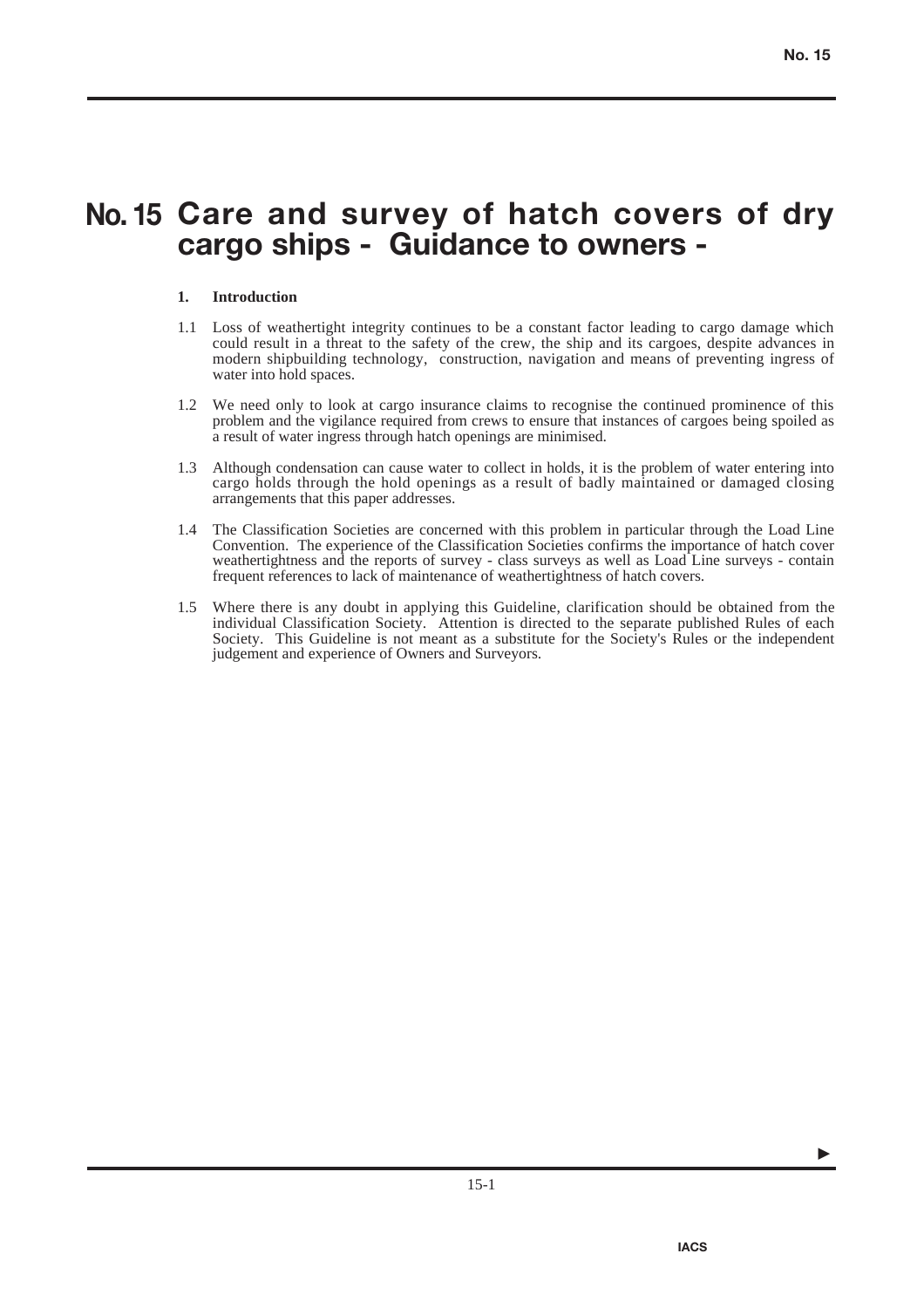# No. 15 Care and survey of hatch covers of dry cargo ships - Guidance to owners -

## 1. Introduction

1.1 Loss of weathertight integrity continues to be a constant factor leading to cargo damage which could result in a threat to the safety of the crew, the ship and its cargoes, despite advances in modern shipbuilding technology, construction, navigation and means of preventing ingress of water into hold spaces.

1.2 We need only to look at cargo insurance claims to recognise the continued prominence of this problem and the vigilance required from crews to ensure that instances of cargoes being spoiled as a result of water ingress through hatch openings are minimised.

1.3 Although condensation can cause water to collect in holds, it is the problem of water entering into cargo holds through the hold openings as a result of badly maintained or damaged closing arrangements that this paper addresses.

1.4 The Classification Societies are concerned with this problem in particular through the Load Line Convention. The experience of the Classification Societies confirms the importance of hatch cover weathertightness and the reports of survey - class surveys as well as Load Line surveys - contain frequent references to lack of maintenance of weathertightness of hatch covers.

1.5 Where there is any doubt in applying this Guideline, clarification should be obtained from the individual Classification Society. Attention is directed to the separate published Rules of each Society. This Guideline is not meant as a substitute for the Society's Rules or the independent judgement and experience of Owners and Surveyors.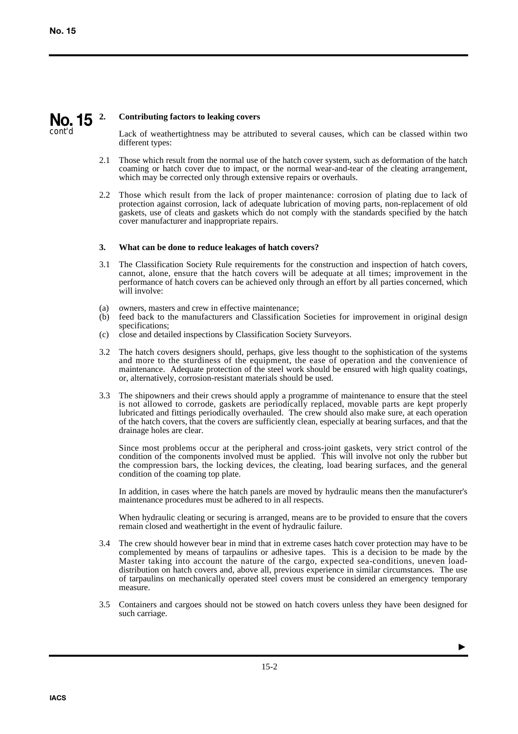**No. 15 cont'd**

## 2. Contributing factors to leaking covers

Lack of weathertightness may be attributed to several causes, which can be classed within two different types:

2.1 Those which result from the normal use of the hatch cover system, such as deformation of the hatch coaming or hatch cover due to impact, or the normal wear-and-tear of the cleating arrangement, which may be corrected only through extensive repairs or overhauls.

2.2 Those which result from the lack of proper maintenance: corrosion of plating due to lack of protection against corrosion, lack of adequate lubrication of moving parts, non-replacement of old gaskets, use of cleats and gaskets which do not comply with the standards specified by the hatch cover manufacturer and inappropriate repairs.

## 3. What can be done to reduce leakages of hatch covers?

3.1 The Classification Society Rule requirements for the construction and inspection of hatch covers, cannot, alone, ensure that the hatch covers will be adequate at all times; improvement in the performance of hatch covers can be achieved only through an effort by all parties concerned, which will involve:

(a) owners, masters and crew in effective maintenance;
(b) feed back to the manufacturers and Classification Societies for improvement in original design specifications;
(c) close and detailed inspections by Classification Society Surveyors.

3.2 The hatch covers designers should, perhaps, give less thought to the sophistication of the systems and more to the sturdiness of the equipment, the ease of operation and the convenience of maintenance. Adequate protection of the steel work should be ensured with high quality coatings, or, alternatively, corrosion-resistant materials should be used.

3.3 The shipowners and their crews should apply a programme of maintenance to ensure that the steel is not allowed to corrode, gaskets are periodically replaced, movable parts are kept properly lubricated and fittings periodically overhauled. The crew should also make sure, at each operation of the hatch covers, that the covers are sufficiently clean, especially at bearing surfaces, and that the drainage holes are clear.

Since most problems occur at the peripheral and cross-joint gaskets, very strict control of the condition of the components involved must be applied. This will involve not only the rubber but the compression bars, the locking devices, the cleating, load bearing surfaces, and the general condition of the coaming top plate.

In addition, in cases where the hatch panels are moved by hydraulic means then the manufacturer's maintenance procedures must be adhered to in all respects.

When hydraulic cleating or securing is arranged, means are to be provided to ensure that the covers remain closed and weathertight in the event of hydraulic failure.

3.4 The crew should however bear in mind that in extreme cases hatch cover protection may have to be complemented by means of tarpaulins or adhesive tapes. This is a decision to be made by the Master taking into account the nature of the cargo, expected sea-conditions, uneven load-distribution on hatch covers and, above all, previous experience in similar circumstances. The use of tarpaulins on mechanically operated steel covers must be considered an emergency temporary measure.

3.5 Containers and cargoes should not be stowed on hatch covers unless they have been designed for such carriage.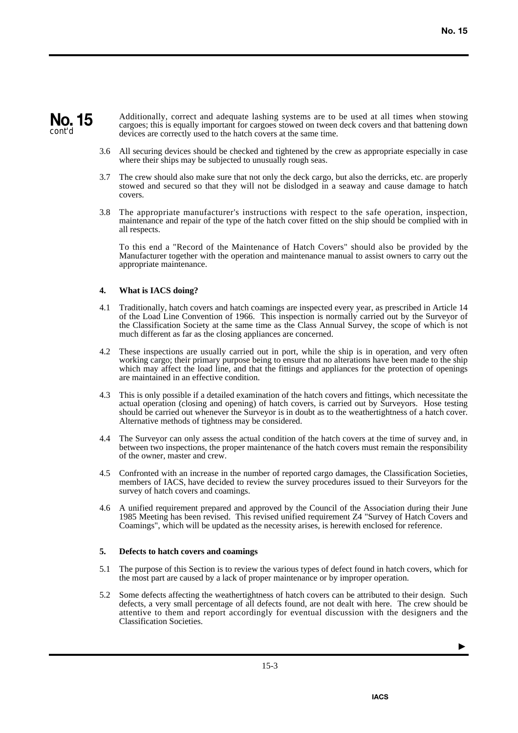Additionally, correct and adequate lashing systems are to be used at all times when stowing cargoes; this is equally important for cargoes stowed on tween deck covers and that battening down devices are correctly used to the hatch covers at the same time.

3.6 All securing devices should be checked and tightened by the crew as appropriate especially in case where their ships may be subjected to unusually rough seas.

3.7 The crew should also make sure that not only the deck cargo, but also the derricks, etc. are properly stowed and secured so that they will not be dislodged in a seaway and cause damage to hatch covers.

3.8 The appropriate manufacturer's instructions with respect to the safe operation, inspection, maintenance and repair of the type of the hatch cover fitted on the ship should be complied with in all respects.

To this end a "Record of the Maintenance of Hatch Covers" should also be provided by the Manufacturer together with the operation and maintenance manual to assist owners to carry out the appropriate maintenance.

## 4. What is IACS doing?

4.1 Traditionally, hatch covers and hatch coamings are inspected every year, as prescribed in Article 14 of the Load Line Convention of 1966. This inspection is normally carried out by the Surveyor of the Classification Society at the same time as the Class Annual Survey, the scope of which is not much different as far as the closing appliances are concerned.

4.2 These inspections are usually carried out in port, while the ship is in operation, and very often working cargo; their primary purpose being to ensure that no alterations have been made to the ship which may affect the load line, and that the fittings and appliances for the protection of openings are maintained in an effective condition.

4.3 This is only possible if a detailed examination of the hatch covers and fittings, which necessitate the actual operation (closing and opening) of hatch covers, is carried out by Surveyors. Hose testing should be carried out whenever the Surveyor is in doubt as to the weathertightness of a hatch cover. Alternative methods of tightness may be considered.

4.4 The Surveyor can only assess the actual condition of the hatch covers at the time of survey and, in between two inspections, the proper maintenance of the hatch covers must remain the responsibility of the owner, master and crew.

4.5 Confronted with an increase in the number of reported cargo damages, the Classification Societies, members of IACS, have decided to review the survey procedures issued to their Surveyors for the survey of hatch covers and coamings.

4.6 A unified requirement prepared and approved by the Council of the Association during their June 1985 Meeting has been revised. This revised unified requirement Z4 "Survey of Hatch Covers and Coamings", which will be updated as the necessity arises, is herewith enclosed for reference.

## 5. Defects to hatch covers and coamings

5.1 The purpose of this Section is to review the various types of defect found in hatch covers, which for the most part are caused by a lack of proper maintenance or by improper operation.

5.2 Some defects affecting the weathertightness of hatch covers can be attributed to their design. Such defects, a very small percentage of all defects found, are not dealt with here. The crew should be attentive to them and report accordingly for eventual discussion with the designers and the Classification Societies.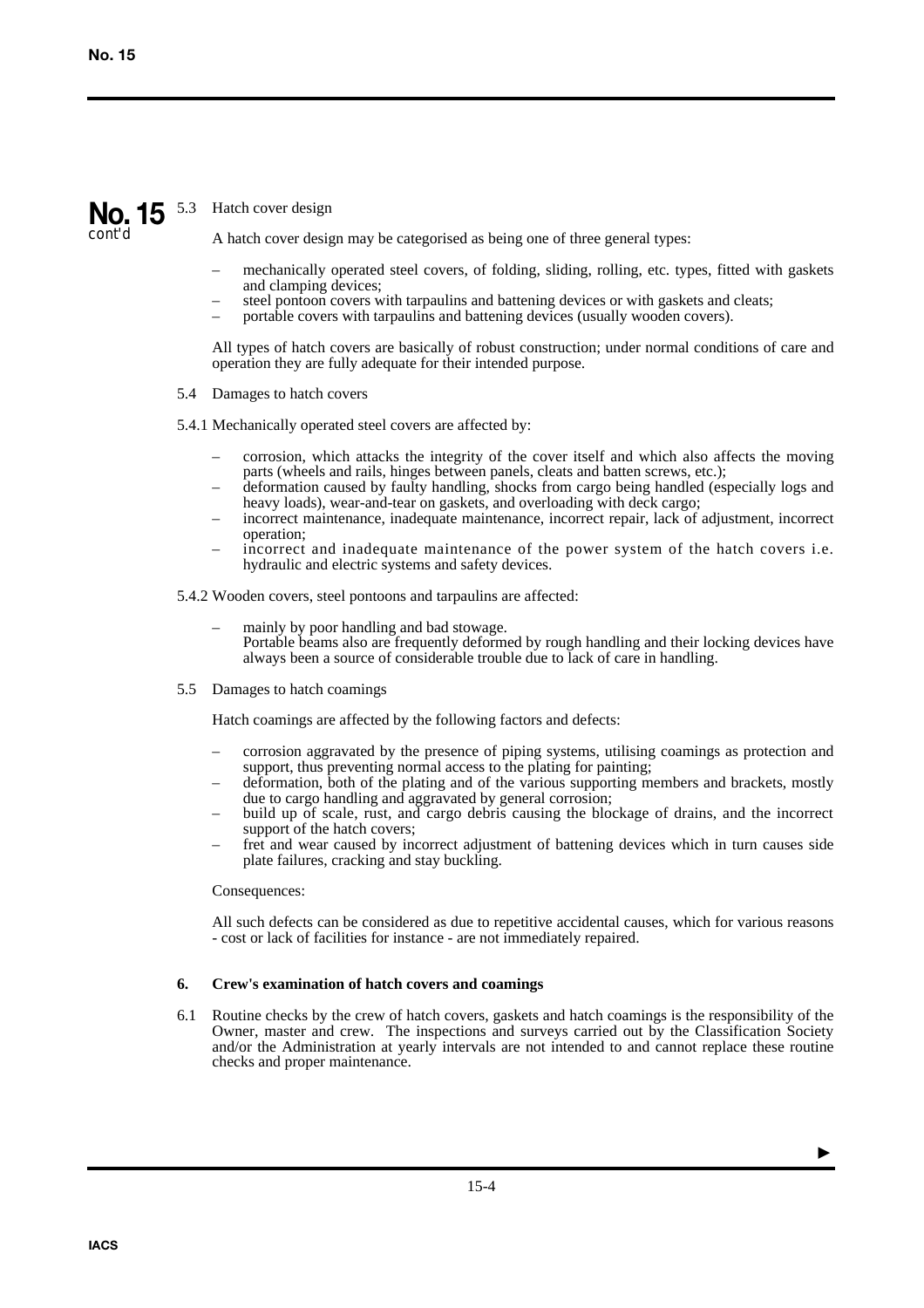**No. 15**
*cont'd*

5.3 Hatch cover design

A hatch cover design may be categorised as being one of three general types:

- mechanically operated steel covers, of folding, sliding, rolling, etc. types, fitted with gaskets and clamping devices;
- steel pontoon covers with tarpaulins and battening devices or with gaskets and cleats;
- portable covers with tarpaulins and battening devices (usually wooden covers).

All types of hatch covers are basically of robust construction; under normal conditions of care and operation they are fully adequate for their intended purpose.

5.4 Damages to hatch covers

5.4.1 Mechanically operated steel covers are affected by:

- corrosion, which attacks the integrity of the cover itself and which also affects the moving parts (wheels and rails, hinges between panels, cleats and batten screws, etc.);
- deformation caused by faulty handling, shocks from cargo being handled (especially logs and heavy loads), wear-and-tear on gaskets, and overloading with deck cargo;
- incorrect maintenance, inadequate maintenance, incorrect repair, lack of adjustment, incorrect operation;
- incorrect and inadequate maintenance of the power system of the hatch covers i.e. hydraulic and electric systems and safety devices.

5.4.2 Wooden covers, steel pontoons and tarpaulins are affected:

- mainly by poor handling and bad stowage.
  Portable beams also are frequently deformed by rough handling and their locking devices have always been a source of considerable trouble due to lack of care in handling.

5.5 Damages to hatch coamings

Hatch coamings are affected by the following factors and defects:

- corrosion aggravated by the presence of piping systems, utilising coamings as protection and support, thus preventing normal access to the plating for painting;
- deformation, both of the plating and of the various supporting members and brackets, mostly due to cargo handling and aggravated by general corrosion;
- build up of scale, rust, and cargo debris causing the blockage of drains, and the incorrect support of the hatch covers;
- fret and wear caused by incorrect adjustment of battening devices which in turn causes side plate failures, cracking and stay buckling.

Consequences:

All such defects can be considered as due to repetitive accidental causes, which for various reasons - cost or lack of facilities for instance - are not immediately repaired.

**6. Crew's examination of hatch covers and coamings**

6.1 Routine checks by the crew of hatch covers, gaskets and hatch coamings is the responsibility of the Owner, master and crew. The inspections and surveys carried out by the Classification Society and/or the Administration at yearly intervals are not intended to and cannot replace these routine checks and proper maintenance.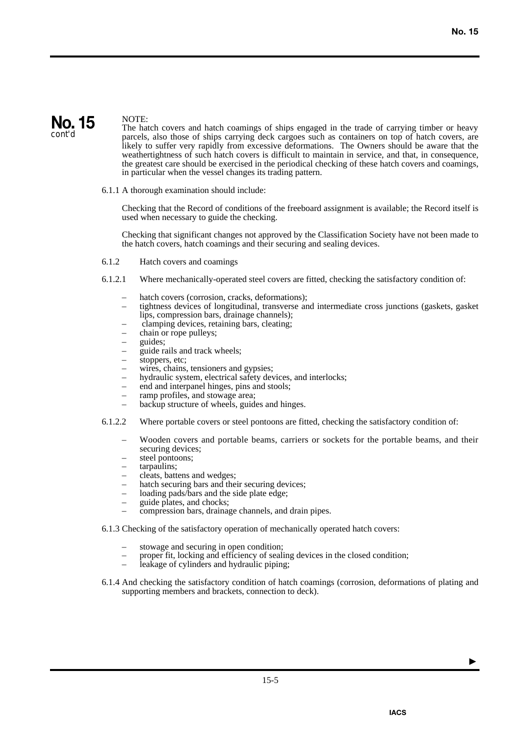NOTE:
The hatch covers and hatch coamings of ships engaged in the trade of carrying timber or heavy parcels, also those of ships carrying deck cargoes such as containers on top of hatch covers, are likely to suffer very rapidly from excessive deformations. The Owners should be aware that the weathertightness of such hatch covers is difficult to maintain in service, and that, in consequence, the greatest care should be exercised in the periodical checking of these hatch covers and coamings, in particular when the vessel changes its trading pattern.

6.1.1 A thorough examination should include:

Checking that the Record of conditions of the freeboard assignment is available; the Record itself is used when necessary to guide the checking.

Checking that significant changes not approved by the Classification Society have not been made to the hatch covers, hatch coamings and their securing and sealing devices.

6.1.2 Hatch covers and coamings

6.1.2.1 Where mechanically-operated steel covers are fitted, checking the satisfactory condition of:

- hatch covers (corrosion, cracks, deformations);
- tightness devices of longitudinal, transverse and intermediate cross junctions (gaskets, gasket lips, compression bars, drainage channels);
- clamping devices, retaining bars, cleating;
- chain or rope pulleys;
- guides;
- guide rails and track wheels;
- stoppers, etc;
- wires, chains, tensioners and gypsies;
- hydraulic system, electrical safety devices, and interlocks;
- end and interpanel hinges, pins and stools;
- ramp profiles, and stowage area;
- backup structure of wheels, guides and hinges.

6.1.2.2 Where portable covers or steel pontoons are fitted, checking the satisfactory condition of:

- Wooden covers and portable beams, carriers or sockets for the portable beams, and their securing devices;
- steel pontoons;
- tarpaulins;
- cleats, battens and wedges;
- hatch securing bars and their securing devices;
- loading pads/bars and the side plate edge;
- guide plates, and chocks;
- compression bars, drainage channels, and drain pipes.

6.1.3 Checking of the satisfactory operation of mechanically operated hatch covers:

- stowage and securing in open condition;
- proper fit, locking and efficiency of sealing devices in the closed condition;
- leakage of cylinders and hydraulic piping;

6.1.4 And checking the satisfactory condition of hatch coamings (corrosion, deformations of plating and supporting members and brackets, connection to deck).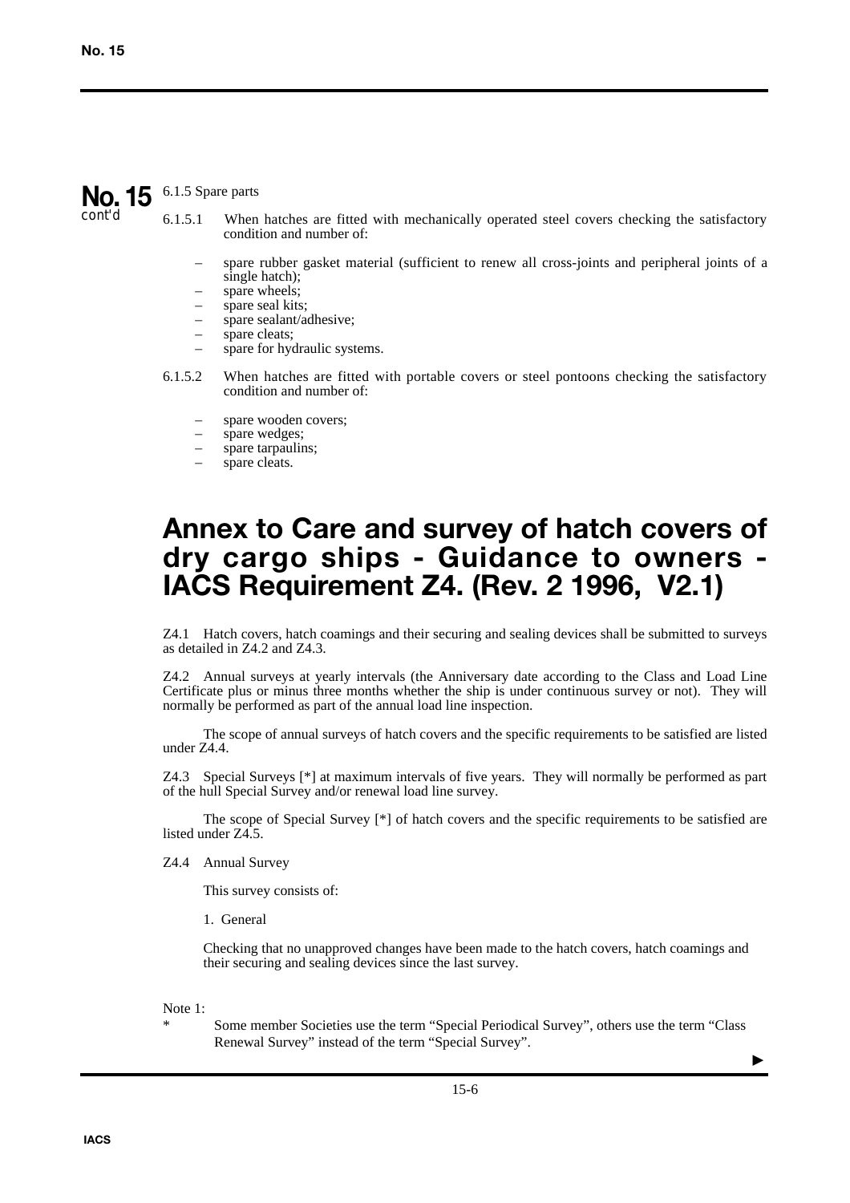6.1.5 Spare parts

6.1.5.1 When hatches are fitted with mechanically operated steel covers checking the satisfactory condition and number of:

- spare rubber gasket material (sufficient to renew all cross-joints and peripheral joints of a single hatch);
- spare wheels;
- spare seal kits;
- spare sealant/adhesive;
- spare cleats;
- spare for hydraulic systems.

6.1.5.2 When hatches are fitted with portable covers or steel pontoons checking the satisfactory condition and number of:

- spare wooden covers;
- spare wedges;
- spare tarpaulins;
- spare cleats.

# Annex to Care and survey of hatch covers of dry cargo ships - Guidance to owners - IACS Requirement Z4. (Rev. 2 1996, V2.1)

Z4.1 Hatch covers, hatch coamings and their securing and sealing devices shall be submitted to surveys as detailed in Z4.2 and Z4.3.

Z4.2 Annual surveys at yearly intervals (the Anniversary date according to the Class and Load Line Certificate plus or minus three months whether the ship is under continuous survey or not). They will normally be performed as part of the annual load line inspection.

The scope of annual surveys of hatch covers and the specific requirements to be satisfied are listed under Z4.4.

Z4.3 Special Surveys [*] at maximum intervals of five years. They will normally be performed as part of the hull Special Survey and/or renewal load line survey.

The scope of Special Survey [*] of hatch covers and the specific requirements to be satisfied are listed under Z4.5.

Z4.4 Annual Survey

This survey consists of:

1. General

Checking that no unapproved changes have been made to the hatch covers, hatch coamings and their securing and sealing devices since the last survey.

Note 1:

\* Some member Societies use the term "Special Periodical Survey", others use the term "Class Renewal Survey" instead of the term "Special Survey".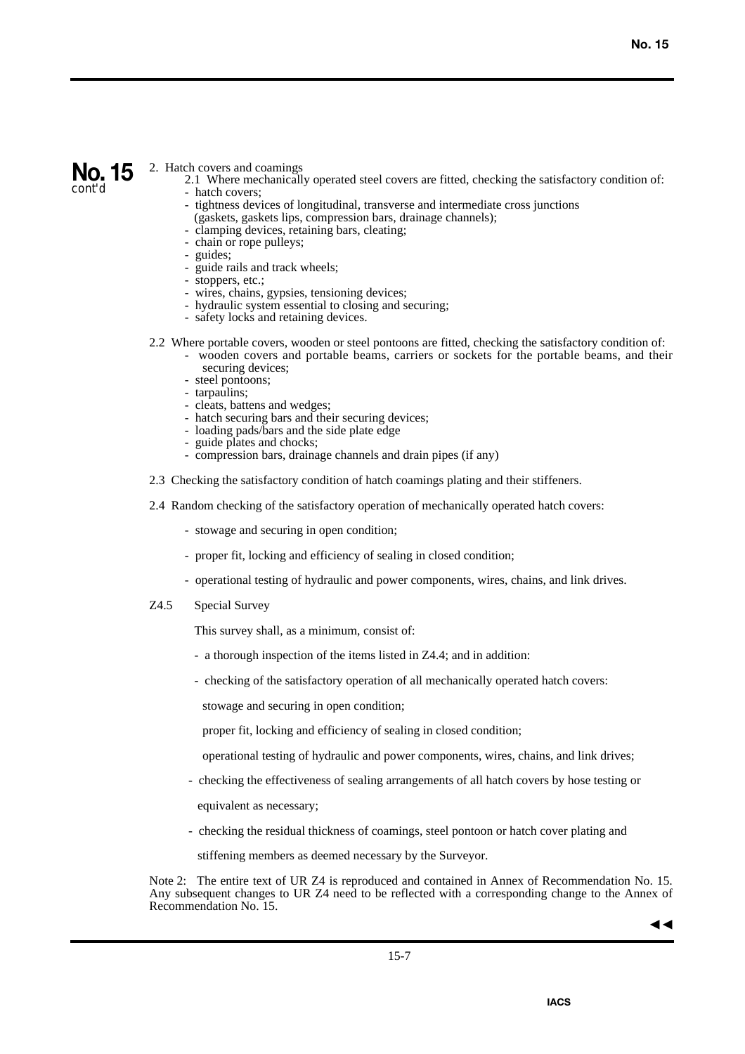2. Hatch covers and coamings

2.1 Where mechanically operated steel covers are fitted, checking the satisfactory condition of:

- hatch covers;
- tightness devices of longitudinal, transverse and intermediate cross junctions (gaskets, gaskets lips, compression bars, drainage channels);
- clamping devices, retaining bars, cleating;
- chain or rope pulleys;
- guides;
- guide rails and track wheels;
- stoppers, etc.;
- wires, chains, gypsies, tensioning devices;
- hydraulic system essential to closing and securing;
- safety locks and retaining devices.

2.2 Where portable covers, wooden or steel pontoons are fitted, checking the satisfactory condition of:

- wooden covers and portable beams, carriers or sockets for the portable beams, and their securing devices;
- steel pontoons;
- tarpaulins;
- cleats, battens and wedges;
- hatch securing bars and their securing devices;
- loading pads/bars and the side plate edge
- guide plates and chocks;
- compression bars, drainage channels and drain pipes (if any)

2.3 Checking the satisfactory condition of hatch coamings plating and their stiffeners.

2.4 Random checking of the satisfactory operation of mechanically operated hatch covers:

- stowage and securing in open condition;
- proper fit, locking and efficiency of sealing in closed condition;
- operational testing of hydraulic and power components, wires, chains, and link drives.

Z4.5 Special Survey

This survey shall, as a minimum, consist of:

- a thorough inspection of the items listed in Z4.4; and in addition:
- checking of the satisfactory operation of all mechanically operated hatch covers:

  stowage and securing in open condition;

  proper fit, locking and efficiency of sealing in closed condition;

  operational testing of hydraulic and power components, wires, chains, and link drives;

- checking the effectiveness of sealing arrangements of all hatch covers by hose testing or equivalent as necessary;
- checking the residual thickness of coamings, steel pontoon or hatch cover plating and stiffening members as deemed necessary by the Surveyor.

Note 2: The entire text of UR Z4 is reproduced and contained in Annex of Recommendation No. 15. Any subsequent changes to UR Z4 need to be reflected with a corresponding change to the Annex of Recommendation No. 15.